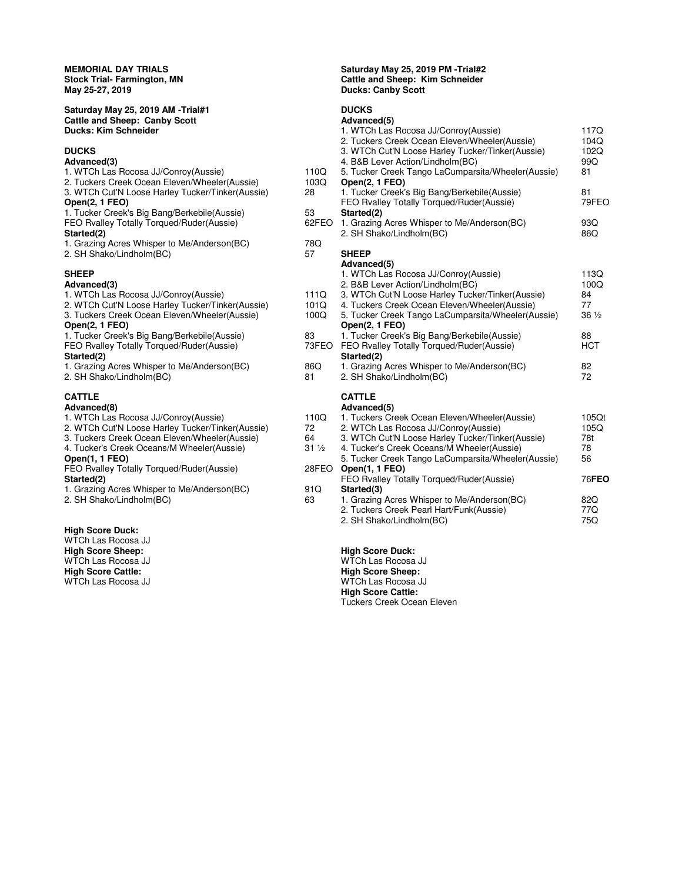**MEMORIAL DAY TRIALS**
**Stock Trial- Farmington, MN**
**May 25-27, 2019**

**Saturday May 25, 2019 AM -Trial#1**
**Cattle and Sheep: Canby Scott**
**Ducks: Kim Schneider**

### DUCKS

**Advanced(3)**

| | |
|---|---|
| 1. WTCh Las Rocosa JJ/Conroy(Aussie) | 110Q |
| 2. Tuckers Creek Ocean Eleven/Wheeler(Aussie) | 103Q |
| 3. WTCh Cut'N Loose Harley Tucker/Tinker(Aussie) | 28 |
| **Open(2, 1 FEO)** | |
| 1. Tucker Creek's Big Bang/Berkebile(Aussie) | 53 |
| FEO Rvalley Totally Torqued/Ruder(Aussie) | 62FEO |
| **Started(2)** | |
| 1. Grazing Acres Whisper to Me/Anderson(BC) | 78Q |
| 2. SH Shako/Lindholm(BC) | 57 |

### SHEEP

**Advanced(3)**

| | |
|---|---|
| 1. WTCh Las Rocosa JJ/Conroy(Aussie) | 111Q |
| 2. WTCh Cut'N Loose Harley Tucker/Tinker(Aussie) | 101Q |
| 3. Tuckers Creek Ocean Eleven/Wheeler(Aussie) | 100Q |
| **Open(2, 1 FEO)** | |
| 1. Tucker Creek's Big Bang/Berkebile(Aussie) | 83 |
| FEO Rvalley Totally Torqued/Ruder(Aussie) | 73FEO |
| **Started(2)** | |
| 1. Grazing Acres Whisper to Me/Anderson(BC) | 86Q |
| 2. SH Shako/Lindholm(BC) | 81 |

### CATTLE

**Advanced(8)**

| | |
|---|---|
| 1. WTCh Las Rocosa JJ/Conroy(Aussie) | 110Q |
| 2. WTCh Cut'N Loose Harley Tucker/Tinker(Aussie) | 72 |
| 3. Tuckers Creek Ocean Eleven/Wheeler(Aussie) | 64 |
| 4. Tucker's Creek Oceans/M Wheeler(Aussie) | 31 ½ |
| **Open(1, 1 FEO)** | |
| FEO Rvalley Totally Torqued/Ruder(Aussie) | 28FEO |
| **Started(2)** | |
| 1. Grazing Acres Whisper to Me/Anderson(BC) | 91Q |
| 2. SH Shako/Lindholm(BC) | 63 |

**High Score Duck:**
WTCh Las Rocosa JJ
**High Score Sheep:**
WTCh Las Rocosa JJ
**High Score Cattle:**
WTCh Las Rocosa JJ

**Saturday May 25, 2019 PM -Trial#2**
**Cattle and Sheep: Kim Schneider**
**Ducks: Canby Scott**

### DUCKS

**Advanced(5)**

| | |
|---|---|
| 1. WTCh Las Rocosa JJ/Conroy(Aussie) | 117Q |
| 2. Tuckers Creek Ocean Eleven/Wheeler(Aussie) | 104Q |
| 3. WTCh Cut'N Loose Harley Tucker/Tinker(Aussie) | 102Q |
| 4. B&B Lever Action/Lindholm(BC) | 99Q |
| 5. Tucker Creek Tango LaCumparsita/Wheeler(Aussie) | 81 |
| **Open(2, 1 FEO)** | |
| 1. Tucker Creek's Big Bang/Berkebile(Aussie) | 81 |
| FEO Rvalley Totally Torqued/Ruder(Aussie) | 79FEO |
| **Started(2)** | |
| 1. Grazing Acres Whisper to Me/Anderson(BC) | 93Q |
| 2. SH Shako/Lindholm(BC) | 86Q |

### SHEEP

**Advanced(5)**

| | |
|---|---|
| 1. WTCh Las Rocosa JJ/Conroy(Aussie) | 113Q |
| 2. B&B Lever Action/Lindholm(BC) | 100Q |
| 3. WTCh Cut'N Loose Harley Tucker/Tinker(Aussie) | 84 |
| 4. Tuckers Creek Ocean Eleven/Wheeler(Aussie) | 77 |
| 5. Tucker Creek Tango LaCumparsita/Wheeler(Aussie) | 36 ½ |
| **Open(2, 1 FEO)** | |
| 1. Tucker Creek's Big Bang/Berkebile(Aussie) | 88 |
| FEO Rvalley Totally Torqued/Ruder(Aussie) | HCT |
| **Started(2)** | |
| 1. Grazing Acres Whisper to Me/Anderson(BC) | 82 |
| 2. SH Shako/Lindholm(BC) | 72 |

### CATTLE

**Advanced(5)**

| | |
|---|---|
| 1. Tuckers Creek Ocean Eleven/Wheeler(Aussie) | 105Qt |
| 2. WTCh Las Rocosa JJ/Conroy(Aussie) | 105Q |
| 3. WTCh Cut'N Loose Harley Tucker/Tinker(Aussie) | 78t |
| 4. Tucker's Creek Oceans/M Wheeler(Aussie) | 78 |
| 5. Tucker Creek Tango LaCumparsita/Wheeler(Aussie) | 56 |
| **Open(1, 1 FEO)** | |
| FEO Rvalley Totally Torqued/Ruder(Aussie) | 76**FEO** |
| **Started(3)** | |
| 1. Grazing Acres Whisper to Me/Anderson(BC) | 82Q |
| 2. Tuckers Creek Pearl Hart/Funk(Aussie) | 77Q |
| 2. SH Shako/Lindholm(BC) | 75Q |

**High Score Duck:**
WTCh Las Rocosa JJ
**High Score Sheep:**
WTCh Las Rocosa JJ
**High Score Cattle:**
Tuckers Creek Ocean Eleven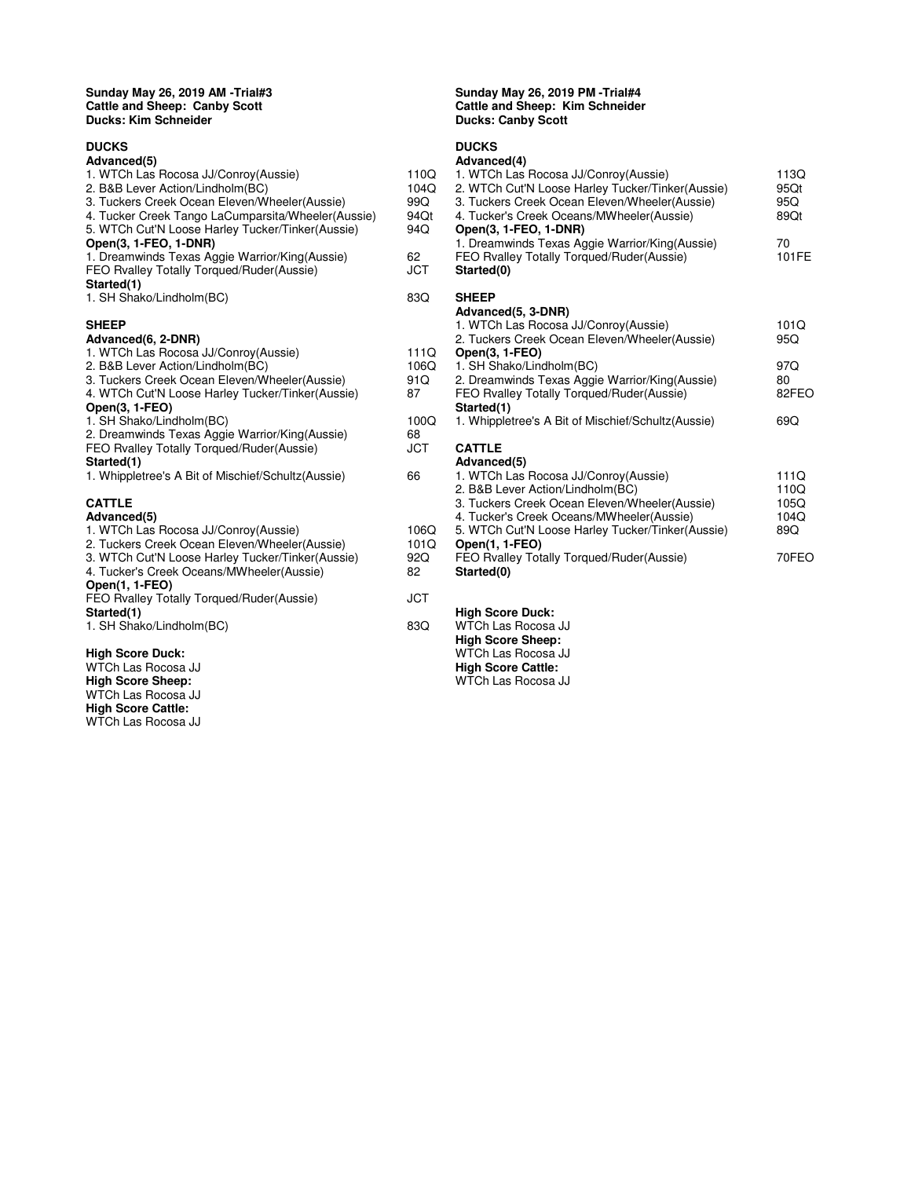**Sunday May 26, 2019 AM -Trial#3**
**Cattle and Sheep: Canby Scott**
**Ducks: Kim Schneider**

**DUCKS**

**Advanced(5)**

| | |
|---|---|
| 1. WTCh Las Rocosa JJ/Conroy(Aussie) | 110Q |
| 2. B&B Lever Action/Lindholm(BC) | 104Q |
| 3. Tuckers Creek Ocean Eleven/Wheeler(Aussie) | 99Q |
| 4. Tucker Creek Tango LaCumparsita/Wheeler(Aussie) | 94Qt |
| 5. WTCh Cut'N Loose Harley Tucker/Tinker(Aussie) | 94Q |

**Open(3, 1-FEO, 1-DNR)**

| | |
|---|---|
| 1. Dreamwinds Texas Aggie Warrior/King(Aussie) | 62 |
| FEO Rvalley Totally Torqued/Ruder(Aussie) | JCT |

**Started(1)**

| | |
|---|---|
| 1. SH Shako/Lindholm(BC) | 83Q |

**SHEEP**

**Advanced(6, 2-DNR)**

| | |
|---|---|
| 1. WTCh Las Rocosa JJ/Conroy(Aussie) | 111Q |
| 2. B&B Lever Action/Lindholm(BC) | 106Q |
| 3. Tuckers Creek Ocean Eleven/Wheeler(Aussie) | 91Q |
| 4. WTCh Cut'N Loose Harley Tucker/Tinker(Aussie) | 87 |

**Open(3, 1-FEO)**

| | |
|---|---|
| 1. SH Shako/Lindholm(BC) | 100Q |
| 2. Dreamwinds Texas Aggie Warrior/King(Aussie) | 68 |
| FEO Rvalley Totally Torqued/Ruder(Aussie) | JCT |

**Started(1)**

| | |
|---|---|
| 1. Whippletree's A Bit of Mischief/Schultz(Aussie) | 66 |

**CATTLE**

**Advanced(5)**

| | |
|---|---|
| 1. WTCh Las Rocosa JJ/Conroy(Aussie) | 106Q |
| 2. Tuckers Creek Ocean Eleven/Wheeler(Aussie) | 101Q |
| 3. WTCh Cut'N Loose Harley Tucker/Tinker(Aussie) | 92Q |
| 4. Tucker's Creek Oceans/MWheeler(Aussie) | 82 |

**Open(1, 1-FEO)**

| | |
|---|---|
| FEO Rvalley Totally Torqued/Ruder(Aussie) | JCT |

**Started(1)**

| | |
|---|---|
| 1. SH Shako/Lindholm(BC) | 83Q |

**High Score Duck:**
WTCh Las Rocosa JJ
**High Score Sheep:**
WTCh Las Rocosa JJ
**High Score Cattle:**
WTCh Las Rocosa JJ

**Sunday May 26, 2019 PM -Trial#4**
**Cattle and Sheep: Kim Schneider**
**Ducks: Canby Scott**

**DUCKS**

**Advanced(4)**

| | |
|---|---|
| 1. WTCh Las Rocosa JJ/Conroy(Aussie) | 113Q |
| 2. WTCh Cut'N Loose Harley Tucker/Tinker(Aussie) | 95Qt |
| 3. Tuckers Creek Ocean Eleven/Wheeler(Aussie) | 95Q |
| 4. Tucker's Creek Oceans/MWheeler(Aussie) | 89Qt |

**Open(3, 1-FEO, 1-DNR)**

| | |
|---|---|
| 1. Dreamwinds Texas Aggie Warrior/King(Aussie) | 70 |
| FEO Rvalley Totally Torqued/Ruder(Aussie) | 101FE |

**Started(0)**

**SHEEP**

**Advanced(5, 3-DNR)**

| | |
|---|---|
| 1. WTCh Las Rocosa JJ/Conroy(Aussie) | 101Q |
| 2. Tuckers Creek Ocean Eleven/Wheeler(Aussie) | 95Q |

**Open(3, 1-FEO)**

| | |
|---|---|
| 1. SH Shako/Lindholm(BC) | 97Q |
| 2. Dreamwinds Texas Aggie Warrior/King(Aussie) | 80 |
| FEO Rvalley Totally Torqued/Ruder(Aussie) | 82FEO |

**Started(1)**

| | |
|---|---|
| 1. Whippletree's A Bit of Mischief/Schultz(Aussie) | 69Q |

**CATTLE**

**Advanced(5)**

| | |
|---|---|
| 1. WTCh Las Rocosa JJ/Conroy(Aussie) | 111Q |
| 2. B&B Lever Action/Lindholm(BC) | 110Q |
| 3. Tuckers Creek Ocean Eleven/Wheeler(Aussie) | 105Q |
| 4. Tucker's Creek Oceans/MWheeler(Aussie) | 104Q |
| 5. WTCh Cut'N Loose Harley Tucker/Tinker(Aussie) | 89Q |

**Open(1, 1-FEO)**

| | |
|---|---|
| FEO Rvalley Totally Torqued/Ruder(Aussie) | 70FEO |

**Started(0)**

**High Score Duck:**
WTCh Las Rocosa JJ
**High Score Sheep:**
WTCh Las Rocosa JJ
**High Score Cattle:**
WTCh Las Rocosa JJ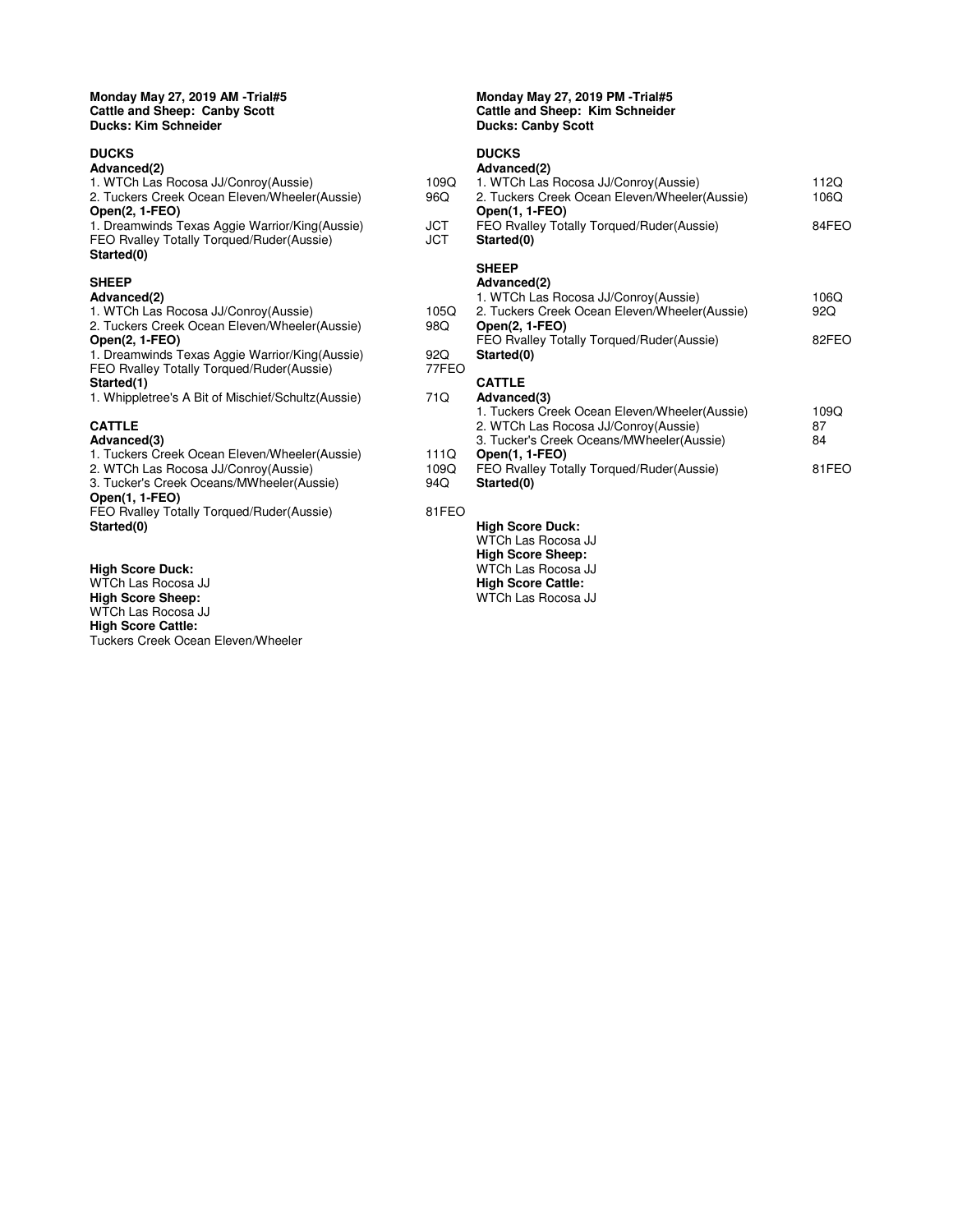**Monday May 27, 2019 AM -Trial#5**
**Cattle and Sheep: Canby Scott**
**Ducks: Kim Schneider**

**DUCKS**

**Advanced(2)**

| | |
|---|---|
| 1. WTCh Las Rocosa JJ/Conroy(Aussie) | 109Q |
| 2. Tuckers Creek Ocean Eleven/Wheeler(Aussie) | 96Q |

**Open(2, 1-FEO)**

| | |
|---|---|
| 1. Dreamwinds Texas Aggie Warrior/King(Aussie) | JCT |
| FEO Rvalley Totally Torqued/Ruder(Aussie) | JCT |

**Started(0)**

**SHEEP**

**Advanced(2)**

| | |
|---|---|
| 1. WTCh Las Rocosa JJ/Conroy(Aussie) | 105Q |
| 2. Tuckers Creek Ocean Eleven/Wheeler(Aussie) | 98Q |

**Open(2, 1-FEO)**

| | |
|---|---|
| 1. Dreamwinds Texas Aggie Warrior/King(Aussie) | 92Q |
| FEO Rvalley Totally Torqued/Ruder(Aussie) | 77FEO |

**Started(1)**

| | |
|---|---|
| 1. Whippletree's A Bit of Mischief/Schultz(Aussie) | 71Q |

**CATTLE**

**Advanced(3)**

| | |
|---|---|
| 1. Tuckers Creek Ocean Eleven/Wheeler(Aussie) | 111Q |
| 2. WTCh Las Rocosa JJ/Conroy(Aussie) | 109Q |
| 3. Tucker's Creek Oceans/MWheeler(Aussie) | 94Q |

**Open(1, 1-FEO)**

| | |
|---|---|
| FEO Rvalley Totally Torqued/Ruder(Aussie) | 81FEO |

**Started(0)**

**High Score Duck:**
WTCh Las Rocosa JJ
**High Score Sheep:**
WTCh Las Rocosa JJ
**High Score Cattle:**
Tuckers Creek Ocean Eleven/Wheeler

**Monday May 27, 2019 PM -Trial#5**
**Cattle and Sheep: Kim Schneider**
**Ducks: Canby Scott**

**DUCKS**

**Advanced(2)**

| | |
|---|---|
| 1. WTCh Las Rocosa JJ/Conroy(Aussie) | 112Q |
| 2. Tuckers Creek Ocean Eleven/Wheeler(Aussie) | 106Q |

**Open(1, 1-FEO)**

| | |
|---|---|
| FEO Rvalley Totally Torqued/Ruder(Aussie) | 84FEO |

**Started(0)**

**SHEEP**

**Advanced(2)**

| | |
|---|---|
| 1. WTCh Las Rocosa JJ/Conroy(Aussie) | 106Q |
| 2. Tuckers Creek Ocean Eleven/Wheeler(Aussie) | 92Q |

**Open(2, 1-FEO)**

| | |
|---|---|
| FEO Rvalley Totally Torqued/Ruder(Aussie) | 82FEO |

**Started(0)**

**CATTLE**

**Advanced(3)**

| | |
|---|---|
| 1. Tuckers Creek Ocean Eleven/Wheeler(Aussie) | 109Q |
| 2. WTCh Las Rocosa JJ/Conroy(Aussie) | 87 |
| 3. Tucker's Creek Oceans/MWheeler(Aussie) | 84 |

**Open(1, 1-FEO)**

| | |
|---|---|
| FEO Rvalley Totally Torqued/Ruder(Aussie) | 81FEO |

**Started(0)**

**High Score Duck:**
WTCh Las Rocosa JJ
**High Score Sheep:**
WTCh Las Rocosa JJ
**High Score Cattle:**
WTCh Las Rocosa JJ